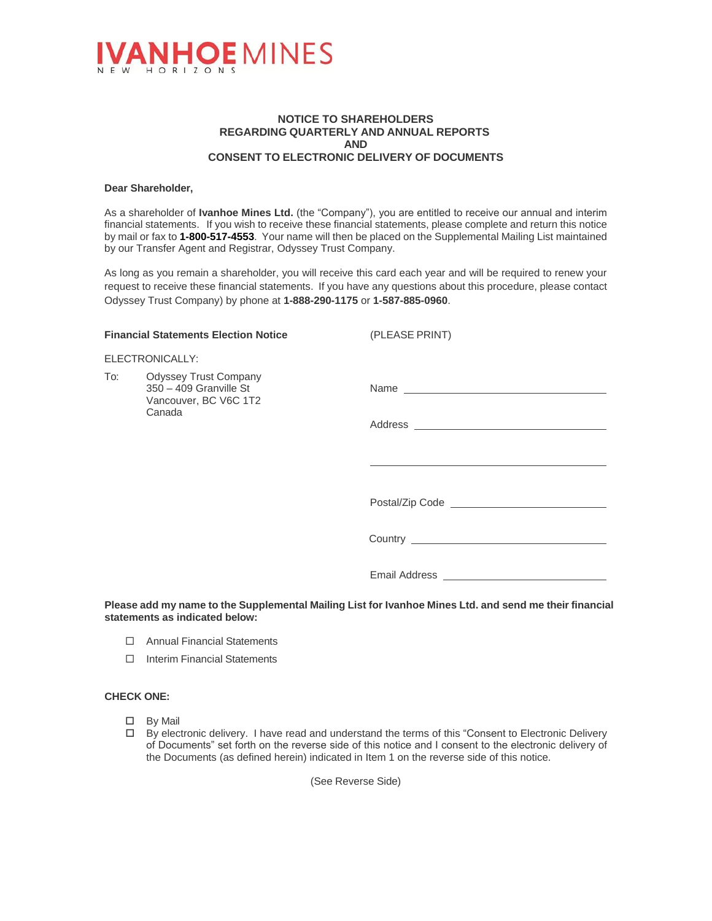**IVANHOE MINES**
NEW HORIZONS

# NOTICE TO SHAREHOLDERS REGARDING QUARTERLY AND ANNUAL REPORTS AND CONSENT TO ELECTRONIC DELIVERY OF DOCUMENTS

**Dear Shareholder,**

As a shareholder of **Ivanhoe Mines Ltd.** (the "Company"), you are entitled to receive our annual and interim financial statements. If you wish to receive these financial statements, please complete and return this notice by mail or fax to **1-800-517-4553**. Your name will then be placed on the Supplemental Mailing List maintained by our Transfer Agent and Registrar, Odyssey Trust Company.

As long as you remain a shareholder, you will receive this card each year and will be required to renew your request to receive these financial statements. If you have any questions about this procedure, please contact Odyssey Trust Company) by phone at **1-888-290-1175** or **1-587-885-0960**.

**Financial Statements Election Notice**

(PLEASE PRINT)

ELECTRONICALLY:

To: Odyssey Trust Company
350 – 409 Granville St
Vancouver, BC V6C 1T2
Canada

Name ______________________

Address ______________________

______________________

Postal/Zip Code ______________________

Country ______________________

Email Address ______________________

**Please add my name to the Supplemental Mailing List for Ivanhoe Mines Ltd. and send me their financial statements as indicated below:**

- ☐ Annual Financial Statements
- ☐ Interim Financial Statements

**CHECK ONE:**

- ☐ By Mail
- ☐ By electronic delivery. I have read and understand the terms of this "Consent to Electronic Delivery of Documents" set forth on the reverse side of this notice and I consent to the electronic delivery of the Documents (as defined herein) indicated in Item 1 on the reverse side of this notice.

(See Reverse Side)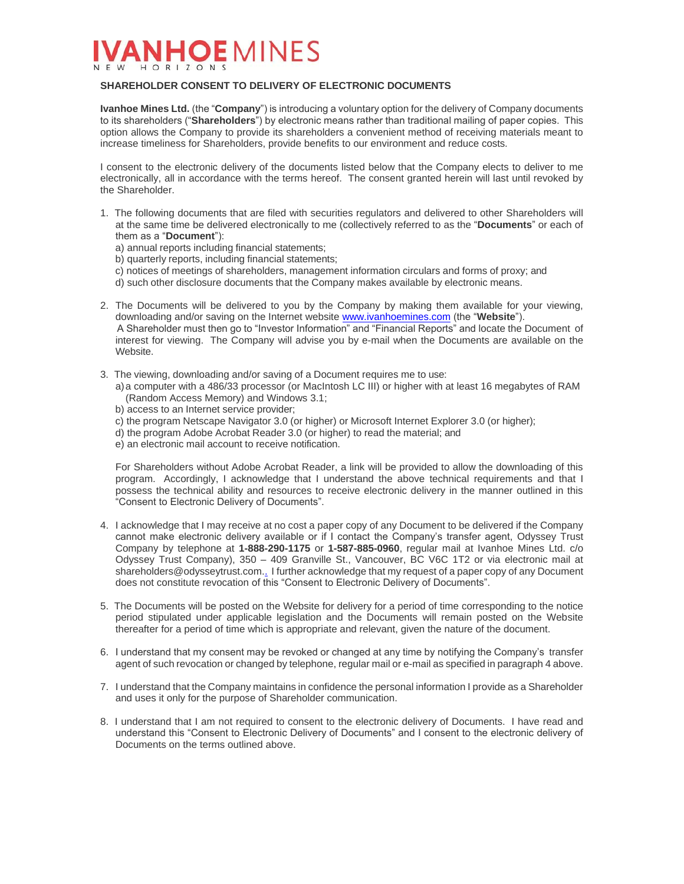IVANHOE MINES
NEW HORIZONS

## SHAREHOLDER CONSENT TO DELIVERY OF ELECTRONIC DOCUMENTS

**Ivanhoe Mines Ltd.** (the "**Company**") is introducing a voluntary option for the delivery of Company documents to its shareholders ("**Shareholders**") by electronic means rather than traditional mailing of paper copies. This option allows the Company to provide its shareholders a convenient method of receiving materials meant to increase timeliness for Shareholders, provide benefits to our environment and reduce costs.

I consent to the electronic delivery of the documents listed below that the Company elects to deliver to me electronically, all in accordance with the terms hereof. The consent granted herein will last until revoked by the Shareholder.

1. The following documents that are filed with securities regulators and delivered to other Shareholders will at the same time be delivered electronically to me (collectively referred to as the "**Documents**" or each of them as a "**Document**"):
   a) annual reports including financial statements;
   b) quarterly reports, including financial statements;
   c) notices of meetings of shareholders, management information circulars and forms of proxy; and
   d) such other disclosure documents that the Company makes available by electronic means.

2. The Documents will be delivered to you by the Company by making them available for your viewing, downloading and/or saving on the Internet website www.ivanhoemines.com (the "**Website**"). A Shareholder must then go to "Investor Information" and "Financial Reports" and locate the Document of interest for viewing. The Company will advise you by e-mail when the Documents are available on the Website.

3. The viewing, downloading and/or saving of a Document requires me to use:
   a) a computer with a 486/33 processor (or MacIntosh LC III) or higher with at least 16 megabytes of RAM (Random Access Memory) and Windows 3.1;
   b) access to an Internet service provider;
   c) the program Netscape Navigator 3.0 (or higher) or Microsoft Internet Explorer 3.0 (or higher);
   d) the program Adobe Acrobat Reader 3.0 (or higher) to read the material; and
   e) an electronic mail account to receive notification.

   For Shareholders without Adobe Acrobat Reader, a link will be provided to allow the downloading of this program. Accordingly, I acknowledge that I understand the above technical requirements and that I possess the technical ability and resources to receive electronic delivery in the manner outlined in this "Consent to Electronic Delivery of Documents".

4. I acknowledge that I may receive at no cost a paper copy of any Document to be delivered if the Company cannot make electronic delivery available or if I contact the Company's transfer agent, Odyssey Trust Company by telephone at **1-888-290-1175** or **1-587-885-0960**, regular mail at Ivanhoe Mines Ltd. c/o Odyssey Trust Company), 350 – 409 Granville St., Vancouver, BC V6C 1T2 or via electronic mail at shareholders@odysseytrust.com.. I further acknowledge that my request of a paper copy of any Document does not constitute revocation of this "Consent to Electronic Delivery of Documents".

5. The Documents will be posted on the Website for delivery for a period of time corresponding to the notice period stipulated under applicable legislation and the Documents will remain posted on the Website thereafter for a period of time which is appropriate and relevant, given the nature of the document.

6. I understand that my consent may be revoked or changed at any time by notifying the Company's transfer agent of such revocation or changed by telephone, regular mail or e-mail as specified in paragraph 4 above.

7. I understand that the Company maintains in confidence the personal information I provide as a Shareholder and uses it only for the purpose of Shareholder communication.

8. I understand that I am not required to consent to the electronic delivery of Documents. I have read and understand this "Consent to Electronic Delivery of Documents" and I consent to the electronic delivery of Documents on the terms outlined above.